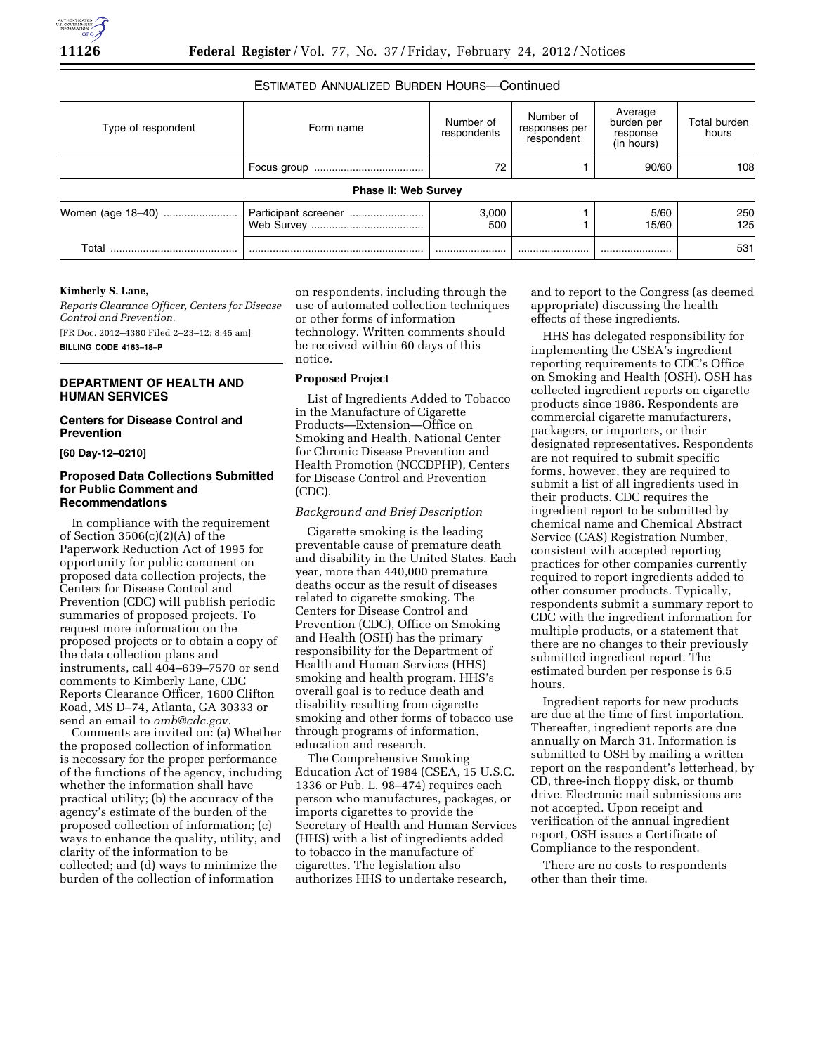ESTIMATED ANNUALIZED BURDEN HOURS—Continued

| Type of respondent | Form name | Number of respondents | Number of responses per respondent | Average burden per response (in hours) | Total burden hours |
|---|---|---|---|---|---|
| | Focus group | 72 | 1 | 90/60 | 108 |
| **Phase II: Web Survey** | | | | | |
| Women (age 18–40) | Participant screener | 3,000 | 1 | 5/60 | 250 |
| | Web Survey | 500 | 1 | 15/60 | 125 |
| Total | | | | | 531 |

**Kimberly S. Lane,**

*Reports Clearance Officer, Centers for Disease Control and Prevention.*

[FR Doc. 2012–4380 Filed 2–23–12; 8:45 am]

**BILLING CODE 4163–18–P**

## DEPARTMENT OF HEALTH AND HUMAN SERVICES

### Centers for Disease Control and Prevention

**[60 Day-12–0210]**

### Proposed Data Collections Submitted for Public Comment and Recommendations

In compliance with the requirement of Section 3506(c)(2)(A) of the Paperwork Reduction Act of 1995 for opportunity for public comment on proposed data collection projects, the Centers for Disease Control and Prevention (CDC) will publish periodic summaries of proposed projects. To request more information on the proposed projects or to obtain a copy of the data collection plans and instruments, call 404–639–7570 or send comments to Kimberly Lane, CDC Reports Clearance Officer, 1600 Clifton Road, MS D–74, Atlanta, GA 30333 or send an email to *omb@cdc.gov.*

Comments are invited on: (a) Whether the proposed collection of information is necessary for the proper performance of the functions of the agency, including whether the information shall have practical utility; (b) the accuracy of the agency's estimate of the burden of the proposed collection of information; (c) ways to enhance the quality, utility, and clarity of the information to be collected; and (d) ways to minimize the burden of the collection of information on respondents, including through the use of automated collection techniques or other forms of information technology. Written comments should be received within 60 days of this notice.

**Proposed Project**

List of Ingredients Added to Tobacco in the Manufacture of Cigarette Products—Extension—Office on Smoking and Health, National Center for Chronic Disease Prevention and Health Promotion (NCCDPHP), Centers for Disease Control and Prevention (CDC).

*Background and Brief Description*

Cigarette smoking is the leading preventable cause of premature death and disability in the United States. Each year, more than 440,000 premature deaths occur as the result of diseases related to cigarette smoking. The Centers for Disease Control and Prevention (CDC), Office on Smoking and Health (OSH) has the primary responsibility for the Department of Health and Human Services (HHS) smoking and health program. HHS's overall goal is to reduce death and disability resulting from cigarette smoking and other forms of tobacco use through programs of information, education and research.

The Comprehensive Smoking Education Act of 1984 (CSEA, 15 U.S.C. 1336 or Pub. L. 98–474) requires each person who manufactures, packages, or imports cigarettes to provide the Secretary of Health and Human Services (HHS) with a list of ingredients added to tobacco in the manufacture of cigarettes. The legislation also authorizes HHS to undertake research, and to report to the Congress (as deemed appropriate) discussing the health effects of these ingredients.

HHS has delegated responsibility for implementing the CSEA's ingredient reporting requirements to CDC's Office on Smoking and Health (OSH). OSH has collected ingredient reports on cigarette products since 1986. Respondents are commercial cigarette manufacturers, packagers, or importers, or their designated representatives. Respondents are not required to submit specific forms, however, they are required to submit a list of all ingredients used in their products. CDC requires the ingredient report to be submitted by chemical name and Chemical Abstract Service (CAS) Registration Number, consistent with accepted reporting practices for other companies currently required to report ingredients added to other consumer products. Typically, respondents submit a summary report to CDC with the ingredient information for multiple products, or a statement that there are no changes to their previously submitted ingredient report. The estimated burden per response is 6.5 hours.

Ingredient reports for new products are due at the time of first importation. Thereafter, ingredient reports are due annually on March 31. Information is submitted to OSH by mailing a written report on the respondent's letterhead, by CD, three-inch floppy disk, or thumb drive. Electronic mail submissions are not accepted. Upon receipt and verification of the annual ingredient report, OSH issues a Certificate of Compliance to the respondent.

There are no costs to respondents other than their time.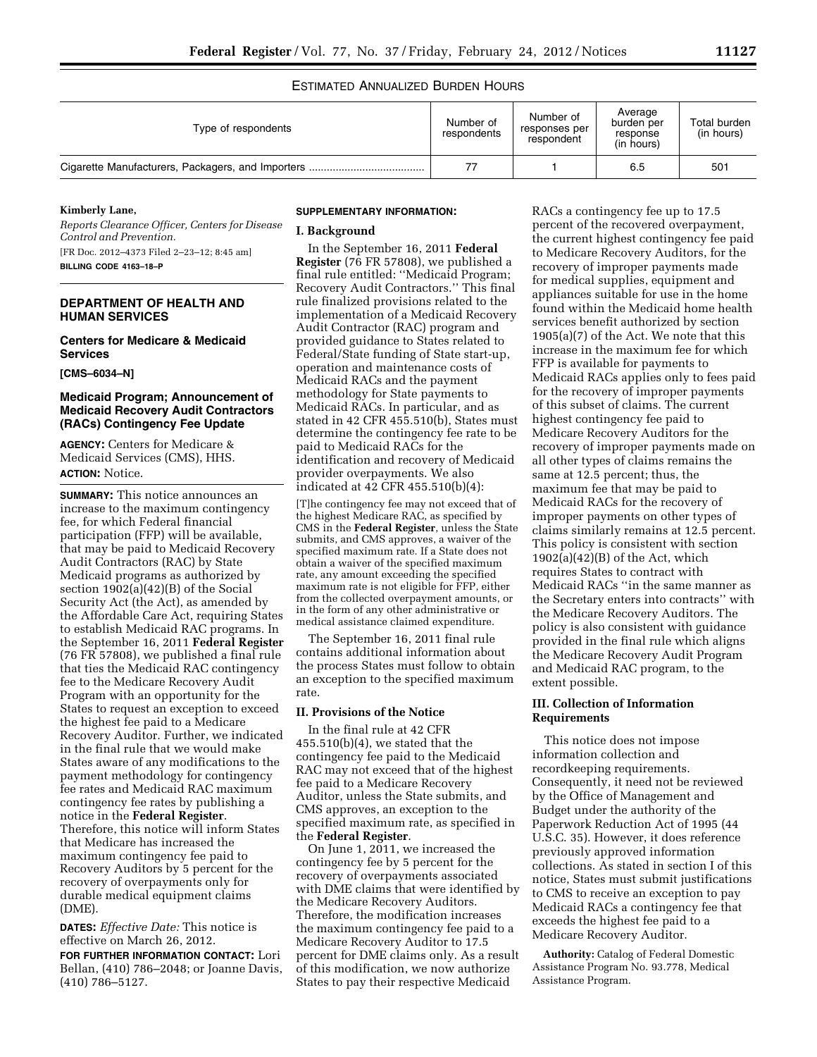ESTIMATED ANNUALIZED BURDEN HOURS

| Type of respondents | Number of respondents | Number of responses per respondent | Average burden per response (in hours) | Total burden (in hours) |
|---|---|---|---|---|
| Cigarette Manufacturers, Packagers, and Importers | 77 | 1 | 6.5 | 501 |

**Kimberly Lane,**

*Reports Clearance Officer, Centers for Disease Control and Prevention.*

[FR Doc. 2012–4373 Filed 2–23–12; 8:45 am]

**BILLING CODE 4163–18–P**

## DEPARTMENT OF HEALTH AND HUMAN SERVICES

### Centers for Medicare & Medicaid Services

**[CMS–6034–N]**

### Medicaid Program; Announcement of Medicaid Recovery Audit Contractors (RACs) Contingency Fee Update

**AGENCY:** Centers for Medicare & Medicaid Services (CMS), HHS.

**ACTION:** Notice.

**SUMMARY:** This notice announces an increase to the maximum contingency fee, for which Federal financial participation (FFP) will be available, that may be paid to Medicaid Recovery Audit Contractors (RAC) by State Medicaid programs as authorized by section 1902(a)(42)(B) of the Social Security Act (the Act), as amended by the Affordable Care Act, requiring States to establish Medicaid RAC programs. In the September 16, 2011 **Federal Register** (76 FR 57808), we published a final rule that ties the Medicaid RAC contingency fee to the Medicare Recovery Audit Program with an opportunity for the States to request an exception to exceed the highest fee paid to a Medicare Recovery Auditor. Further, we indicated in the final rule that we would make States aware of any modifications to the payment methodology for contingency fee rates and Medicaid RAC maximum contingency fee rates by publishing a notice in the **Federal Register**. Therefore, this notice will inform States that Medicare has increased the maximum contingency fee paid to Recovery Auditors by 5 percent for the recovery of overpayments only for durable medical equipment claims (DME).

**DATES:** *Effective Date:* This notice is effective on March 26, 2012.

**FOR FURTHER INFORMATION CONTACT:** Lori Bellan, (410) 786–2048; or Joanne Davis, (410) 786–5127.

**SUPPLEMENTARY INFORMATION:**

#### I. Background

In the September 16, 2011 **Federal Register** (76 FR 57808), we published a final rule entitled ''Medicaid Program; Recovery Audit Contractors.'' This final rule finalized provisions related to the implementation of a Medicaid Recovery Audit Contractor (RAC) program and provided guidance to States related to Federal/State funding of State start-up, operation and maintenance costs of Medicaid RACs and the payment methodology for State payments to Medicaid RACs. In particular, and as stated in 42 CFR 455.510(b), States must determine the contingency fee rate to be paid to Medicaid RACs for the identification and recovery of Medicaid provider overpayments. We also indicated at 42 CFR 455.510(b)(4):

> [T]he contingency fee may not exceed that of the highest Medicare RAC, as specified by CMS in the **Federal Register**, unless the State submits, and CMS approves, a waiver of the specified maximum rate. If a State does not obtain a waiver of the specified maximum rate, any amount exceeding the specified maximum rate is not eligible for FFP, either from the collected overpayment amounts, or in the form of any other administrative or medical assistance claimed expenditure.

The September 16, 2011 final rule contains additional information about the process States must follow to obtain an exception to the specified maximum rate.

#### II. Provisions of the Notice

In the final rule at 42 CFR 455.510(b)(4), we stated that the contingency fee paid to the Medicaid RAC may not exceed that of the highest fee paid to a Medicare Recovery Auditor, unless the State submits, and CMS approves, an exception to the specified maximum rate, as specified in the **Federal Register**.

On June 1, 2011, we increased the contingency fee by 5 percent for the recovery of overpayments associated with DME claims that were identified by the Medicare Recovery Auditors. Therefore, the modification increases the maximum contingency fee paid to a Medicare Recovery Auditor to 17.5 percent for DME claims only. As a result of this modification, we now authorize States to pay their respective Medicaid RACs a contingency fee up to 17.5 percent of the recovered overpayment, the current highest contingency fee paid to Medicare Recovery Auditors, for the recovery of improper payments made for medical supplies, equipment and appliances suitable for use in the home found within the Medicaid home health services benefit authorized by section 1905(a)(7) of the Act. We note that this increase in the maximum fee for which FFP is available for payments to Medicaid RACs applies only to fees paid for the recovery of improper payments of this subset of claims. The current highest contingency fee paid to Medicare Recovery Auditors for the recovery of improper payments made on all other types of claims remains the same at 12.5 percent; thus, the maximum fee that may be paid to Medicaid RACs for the recovery of improper payments on other types of claims similarly remains at 12.5 percent. This policy is consistent with section 1902(a)(42)(B) of the Act, which requires States to contract with Medicaid RACs ''in the same manner as the Secretary enters into contracts'' with the Medicare Recovery Auditors. The policy is also consistent with guidance provided in the final rule which aligns the Medicare Recovery Audit Program and Medicaid RAC program, to the extent possible.

#### III. Collection of Information Requirements

This notice does not impose information collection and recordkeeping requirements. Consequently, it need not be reviewed by the Office of Management and Budget under the authority of the Paperwork Reduction Act of 1995 (44 U.S.C. 35). However, it does reference previously approved information collections. As stated in section I of this notice, States must submit justifications to CMS to receive an exception to pay Medicaid RACs a contingency fee that exceeds the highest fee paid to a Medicare Recovery Auditor.

**Authority:** Catalog of Federal Domestic Assistance Program No. 93.778, Medical Assistance Program.